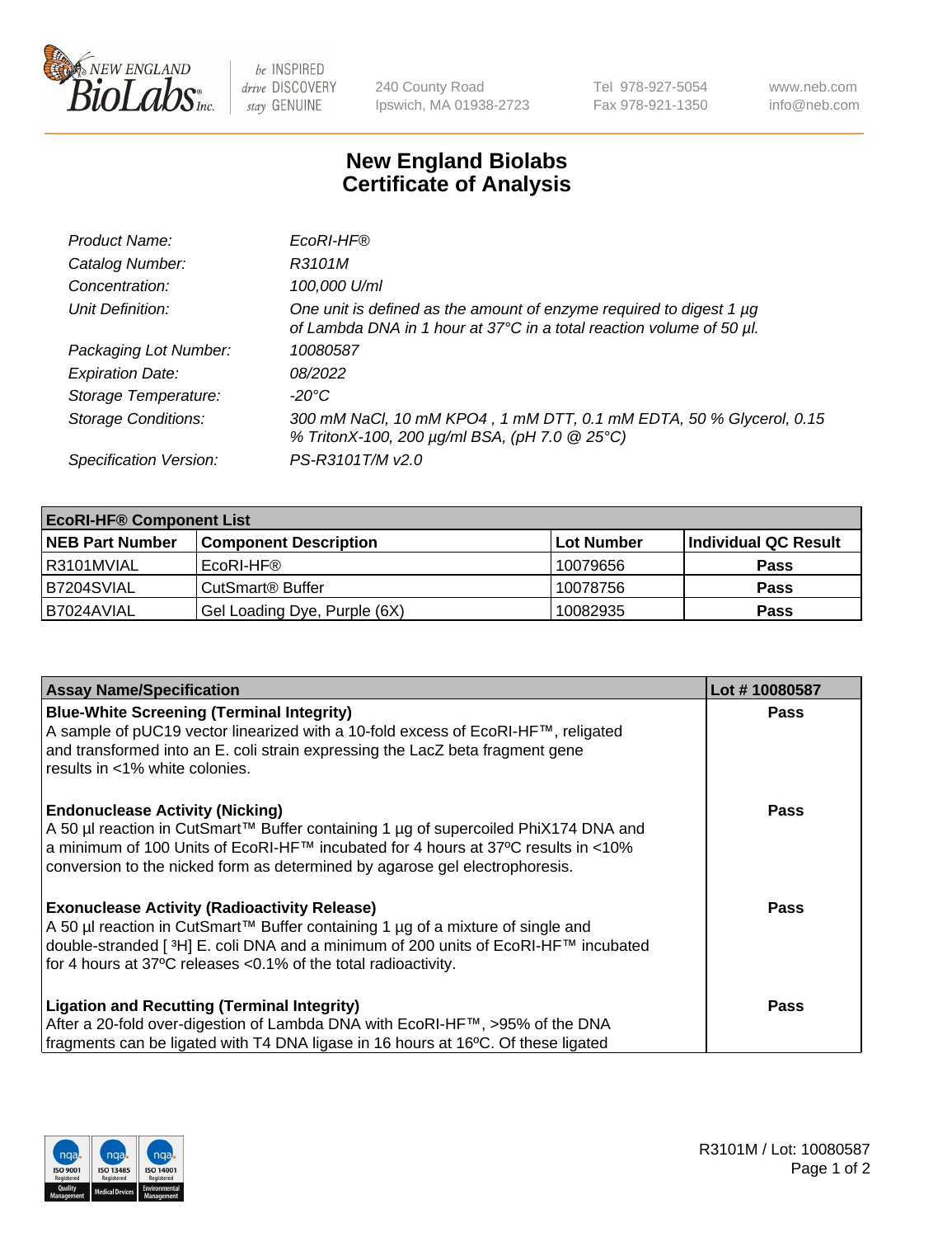# New England Biolabs Certificate of Analysis

| | |
|---|---|
| *Product Name:* | *EcoRI-HF®* |
| *Catalog Number:* | *R3101M* |
| *Concentration:* | *100,000 U/ml* |
| *Unit Definition:* | *One unit is defined as the amount of enzyme required to digest 1 µg of Lambda DNA in 1 hour at 37°C in a total reaction volume of 50 µl.* |
| *Packaging Lot Number:* | *10080587* |
| *Expiration Date:* | *08/2022* |
| *Storage Temperature:* | *-20°C* |
| *Storage Conditions:* | *300 mM NaCl, 10 mM KPO4 , 1 mM DTT, 0.1 mM EDTA, 50 % Glycerol, 0.15 % TritonX-100, 200 µg/ml BSA, (pH 7.0 @ 25°C)* |
| *Specification Version:* | *PS-R3101T/M v2.0* |

| **EcoRI-HF® Component List** | | | |
|---|---|---|---|
| **NEB Part Number** | **Component Description** | **Lot Number** | **Individual QC Result** |
| R3101MVIAL | EcoRI-HF® | 10079656 | **Pass** |
| B7204SVIAL | CutSmart® Buffer | 10078756 | **Pass** |
| B7024AVIAL | Gel Loading Dye, Purple (6X) | 10082935 | **Pass** |

| **Assay Name/Specification** | **Lot # 10080587** |
|---|---|
| **Blue-White Screening (Terminal Integrity)**<br>A sample of pUC19 vector linearized with a 10-fold excess of EcoRI-HF™, religated and transformed into an E. coli strain expressing the LacZ beta fragment gene results in <1% white colonies. | **Pass** |
| **Endonuclease Activity (Nicking)**<br>A 50 µl reaction in CutSmart™ Buffer containing 1 µg of supercoiled PhiX174 DNA and a minimum of 100 Units of EcoRI-HF™ incubated for 4 hours at 37ºC results in <10% conversion to the nicked form as determined by agarose gel electrophoresis. | **Pass** |
| **Exonuclease Activity (Radioactivity Release)**<br>A 50 µl reaction in CutSmart™ Buffer containing 1 µg of a mixture of single and double-stranded [ $^3$H] E. coli DNA and a minimum of 200 units of EcoRI-HF™ incubated for 4 hours at 37ºC releases <0.1% of the total radioactivity. | **Pass** |
| **Ligation and Recutting (Terminal Integrity)**<br>After a 20-fold over-digestion of Lambda DNA with EcoRI-HF™, >95% of the DNA fragments can be ligated with T4 DNA ligase in 16 hours at 16ºC. Of these ligated | **Pass** |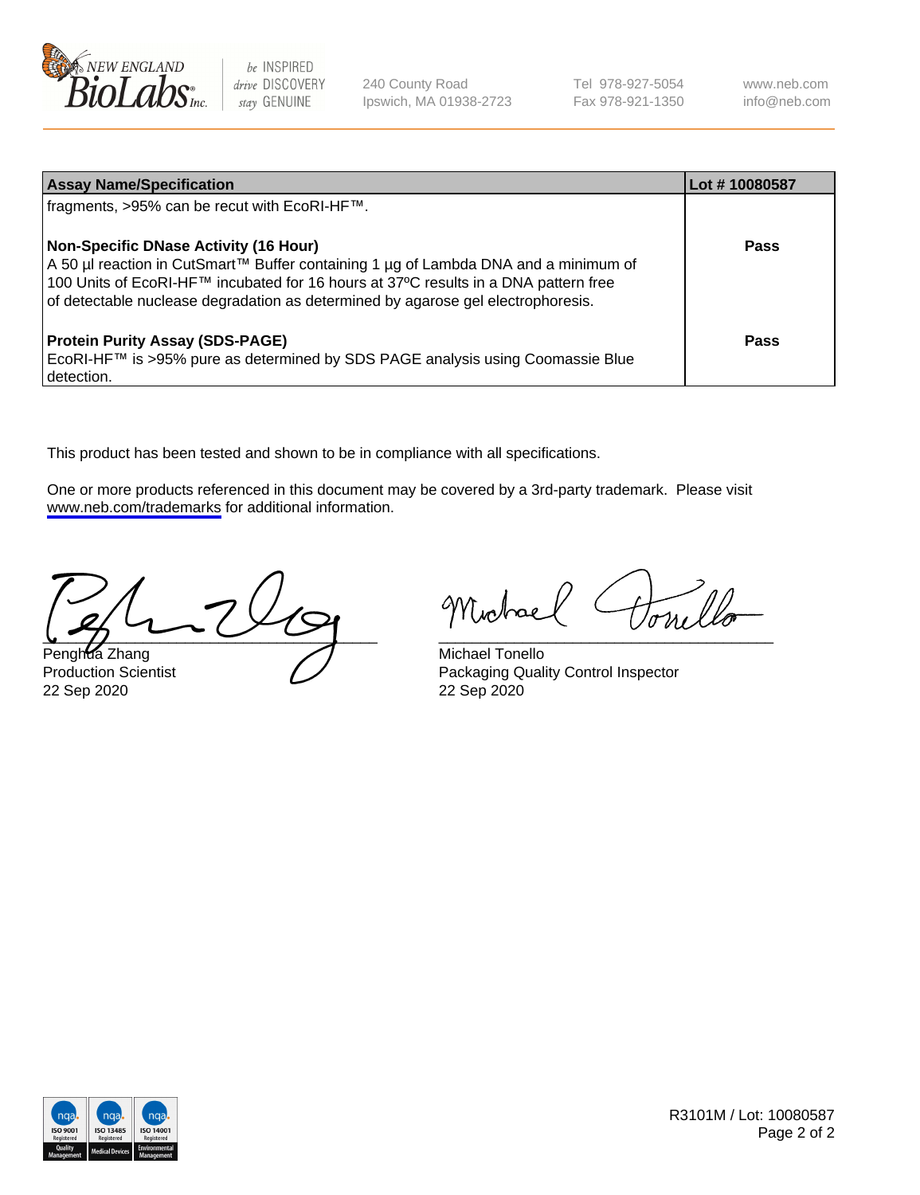| Assay Name/Specification | Lot # 10080587 |
|---|---|
| fragments, >95% can be recut with EcoRI-HF™. | |
| **Non-Specific DNase Activity (16 Hour)**<br>A 50 µl reaction in CutSmart™ Buffer containing 1 µg of Lambda DNA and a minimum of 100 Units of EcoRI-HF™ incubated for 16 hours at 37ºC results in a DNA pattern free of detectable nuclease degradation as determined by agarose gel electrophoresis. | **Pass** |
| **Protein Purity Assay (SDS-PAGE)**<br>EcoRI-HF™ is >95% pure as determined by SDS PAGE analysis using Coomassie Blue detection. | **Pass** |

This product has been tested and shown to be in compliance with all specifications.

One or more products referenced in this document may be covered by a 3rd-party trademark. Please visit www.neb.com/trademarks for additional information.

Penghua Zhang
Production Scientist
22 Sep 2020

Michael Tonello
Packaging Quality Control Inspector
22 Sep 2020

R3101M / Lot: 10080587